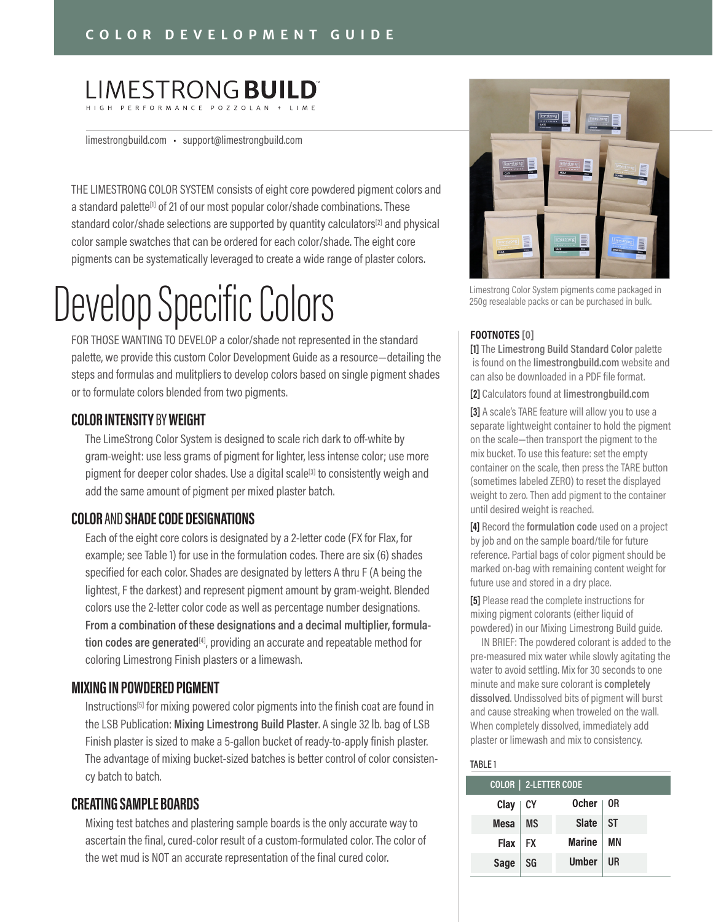COLOR DEVELOPMENT GUIDE

# LIMESTRONG **BUILD**

HIGH PERFORMANCE POZZOLAN + LIME

limestrongbuild.com • support@limestrongbuild.com

THE LIMESTRONG COLOR SYSTEM consists of eight core powdered pigment colors and a standard palette[1] of 21 of our most popular color/shade combinations. These standard color/shade selections are supported by quantity calculators[2] and physical color sample swatches that can be ordered for each color/shade. The eight core pigments can be systematically leveraged to create a wide range of plaster colors.

# Develop Specific Colors

FOR THOSE WANTING TO DEVELOP a color/shade not represented in the standard palette, we provide this custom Color Development Guide as a resource—detailing the steps and formulas and mulitpliers to develop colors based on single pigment shades or to formulate colors blended from two pigments.

## COLOR INTENSITY BY WEIGHT

The LimeStrong Color System is designed to scale rich dark to off-white by gram-weight: use less grams of pigment for lighter, less intense color; use more pigment for deeper color shades. Use a digital scale[3] to consistently weigh and add the same amount of pigment per mixed plaster batch.

## COLOR AND SHADE CODE DESIGNATIONS

Each of the eight core colors is designated by a 2-letter code (FX for Flax, for example; see Table 1) for use in the formulation codes. There are six (6) shades specified for each color. Shades are designated by letters A thru F (A being the lightest, F the darkest) and represent pigment amount by gram-weight. Blended colors use the 2-letter color code as well as percentage number designations. **From a combination of these designations and a decimal multiplier, formulation codes are generated**[4], providing an accurate and repeatable method for coloring Limestrong Finish plasters or a limewash.

## MIXING IN POWDERED PIGMENT

Instructions[5] for mixing powered color pigments into the finish coat are found in the LSB Publication: **Mixing Limestrong Build Plaster**. A single 32 lb. bag of LSB Finish plaster is sized to make a 5-gallon bucket of ready-to-apply finish plaster. The advantage of mixing bucket-sized batches is better control of color consistency batch to batch.

## CREATING SAMPLE BOARDS

Mixing test batches and plastering sample boards is the only accurate way to ascertain the final, cured-color result of a custom-formulated color. The color of the wet mud is NOT an accurate representation of the final cured color.

Limestrong Color System pigments come packaged in 250g resealable packs or can be purchased in bulk.

**FOOTNOTES [0]**

**[1]** The **Limestrong Build Standard Color** palette is found on the **limestrongbuild.com** website and can also be downloaded in a PDF file format.

**[2]** Calculators found at **limestrongbuild.com**

**[3]** A scale's TARE feature will allow you to use a separate lightweight container to hold the pigment on the scale—then transport the pigment to the mix bucket. To use this feature: set the empty container on the scale, then press the TARE button (sometimes labeled ZERO) to reset the displayed weight to zero. Then add pigment to the container until desired weight is reached.

**[4]** Record the **formulation code** used on a project by job and on the sample board/tile for future reference. Partial bags of color pigment should be marked on-bag with remaining content weight for future use and stored in a dry place.

**[5]** Please read the complete instructions for mixing pigment colorants (either liquid of powdered) in our Mixing Limestrong Build guide.

IN BRIEF: The powdered colorant is added to the pre-measured mix water while slowly agitating the water to avoid settling. Mix for 30 seconds to one minute and make sure colorant is **completely dissolved**. Undissolved bits of pigment will burst and cause streaking when troweled on the wall. When completely dissolved, immediately add plaster or limewash and mix to consistency.

TABLE 1

| COLOR | 2-LETTER CODE | COLOR | 2-LETTER CODE |
|---|---|---|---|
| Clay | CY | Ocher | OR |
| Mesa | MS | Slate | ST |
| Flax | FX | Marine | MN |
| Sage | SG | Umber | UR |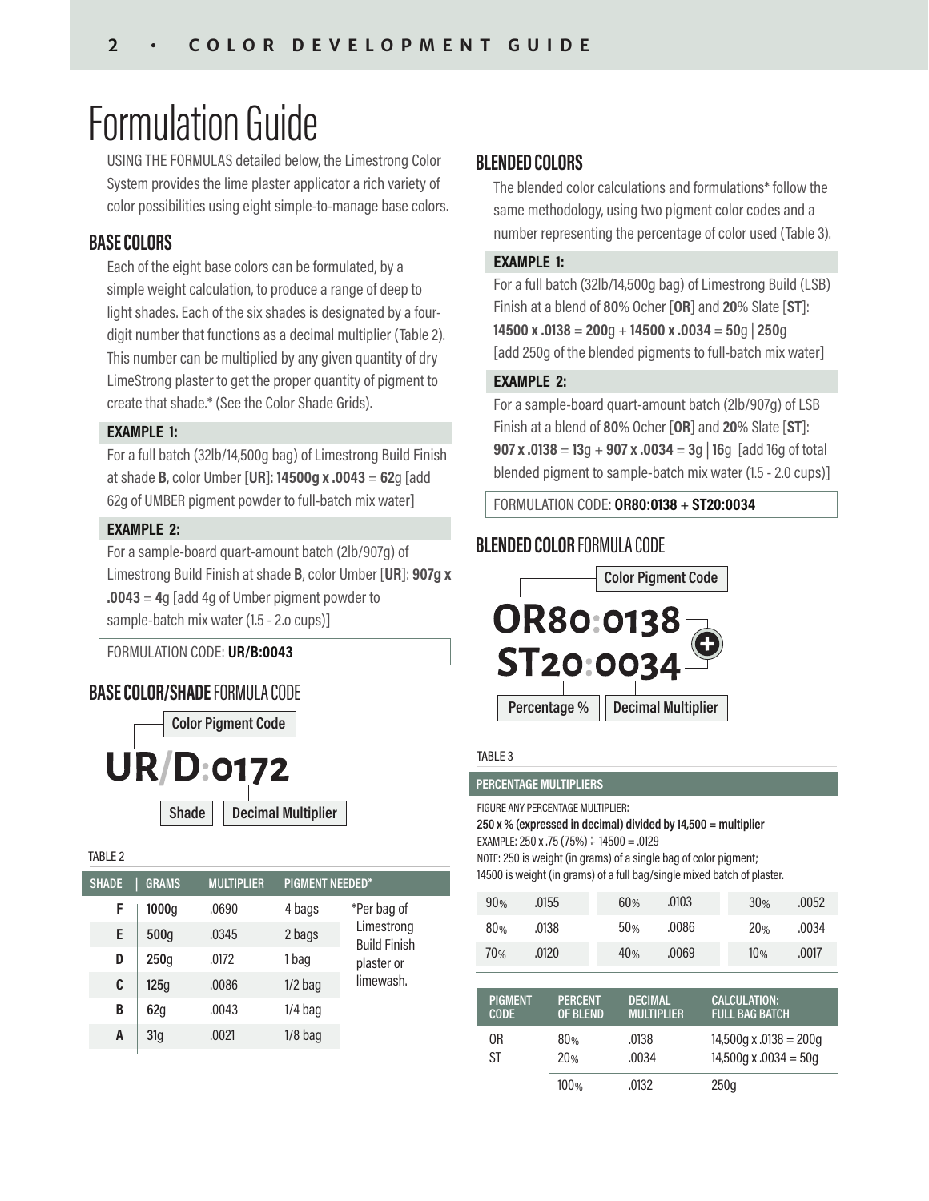# Formulation Guide

USING THE FORMULAS detailed below, the Limestrong Color System provides the lime plaster applicator a rich variety of color possibilities using eight simple-to-manage base colors.

## BASE COLORS

Each of the eight base colors can be formulated, by a simple weight calculation, to produce a range of deep to light shades. Each of the six shades is designated by a four-digit number that functions as a decimal multiplier (Table 2). This number can be multiplied by any given quantity of dry LimeStrong plaster to get the proper quantity of pigment to create that shade.* (See the Color Shade Grids).

**EXAMPLE 1:**

For a full batch (32lb/14,500g bag) of Limestrong Build Finish at shade **B**, color Umber [**UR**]: **14500g x .0043** = **62**g [add 62g of UMBER pigment powder to full-batch mix water]

**EXAMPLE 2:**

For a sample-board quart-amount batch (2lb/907g) of Limestrong Build Finish at shade **B**, color Umber [**UR**]: **907g x .0043** = **4**g [add 4g of Umber pigment powder to sample-batch mix water (1.5 - 2.o cups)]

FORMULATION CODE: **UR/B:0043**

## BASE COLOR/SHADE FORMULA CODE

Color Pigment Code

**UR/D:0172**

Shade | Decimal Multiplier

TABLE 2

| SHADE | GRAMS | MULTIPLIER | PIGMENT NEEDED* | |
|---|---|---|---|---|
| F | **1000**g | .0690 | 4 bags | *Per bag of Limestrong Build Finish plaster or limewash. |
| E | **500**g | .0345 | 2 bags | |
| D | **250**g | .0172 | 1 bag | |
| C | **125**g | .0086 | 1/2 bag | |
| B | **62**g | .0043 | 1/4 bag | |
| A | **31**g | .0021 | 1/8 bag | |

## BLENDED COLORS

The blended color calculations and formulations* follow the same methodology, using two pigment color codes and a number representing the percentage of color used (Table 3).

**EXAMPLE 1:**

For a full batch (32lb/14,500g bag) of Limestrong Build (LSB) Finish at a blend of **80**% Ocher [**OR**] and **20**% Slate [**ST**]: **14500 x .0138** = **200**g + **14500 x .0034** = **50**g | **250**g [add 250g of the blended pigments to full-batch mix water]

**EXAMPLE 2:**

For a sample-board quart-amount batch (2lb/907g) of LSB Finish at a blend of **80**% Ocher [**OR**] and **20**% Slate [**ST**]: **907 x .0138** = **13**g + **907 x .0034** = **3**g | **16**g [add 16g of total blended pigment to sample-batch mix water (1.5 - 2.0 cups)]

FORMULATION CODE: **OR80:0138** + **ST20:0034**

## BLENDED COLOR FORMULA CODE

Color Pigment Code

**OR80:0138**
**ST20:0034**

Percentage % | Decimal Multiplier

TABLE 3

**PERCENTAGE MULTIPLIERS**

FIGURE ANY PERCENTAGE MULTIPLIER:
**250 x % (expressed in decimal) divided by 14,500 = multiplier**
EXAMPLE: 250 x .75 (75%) ÷ 14500 = .0129
NOTE: 250 is weight (in grams) of a single bag of color pigment;
14500 is weight (in grams) of a full bag/single mixed batch of plaster.

| | | | | | |
|---|---|---|---|---|---|
| 90% | .0155 | 60% | .0103 | 30% | .0052 |
| 80% | .0138 | 50% | .0086 | 20% | .0034 |
| 70% | .0120 | 40% | .0069 | 10% | .0017 |

| PIGMENT CODE | PERCENT OF BLEND | DECIMAL MULTIPLIER | CALCULATION: FULL BAG BATCH |
|---|---|---|---|
| OR | 80% | .0138 | 14,500g x .0138 = 200g |
| ST | 20% | .0034 | 14,500g x .0034 = 50g |
| | 100% | .0132 | 250g |